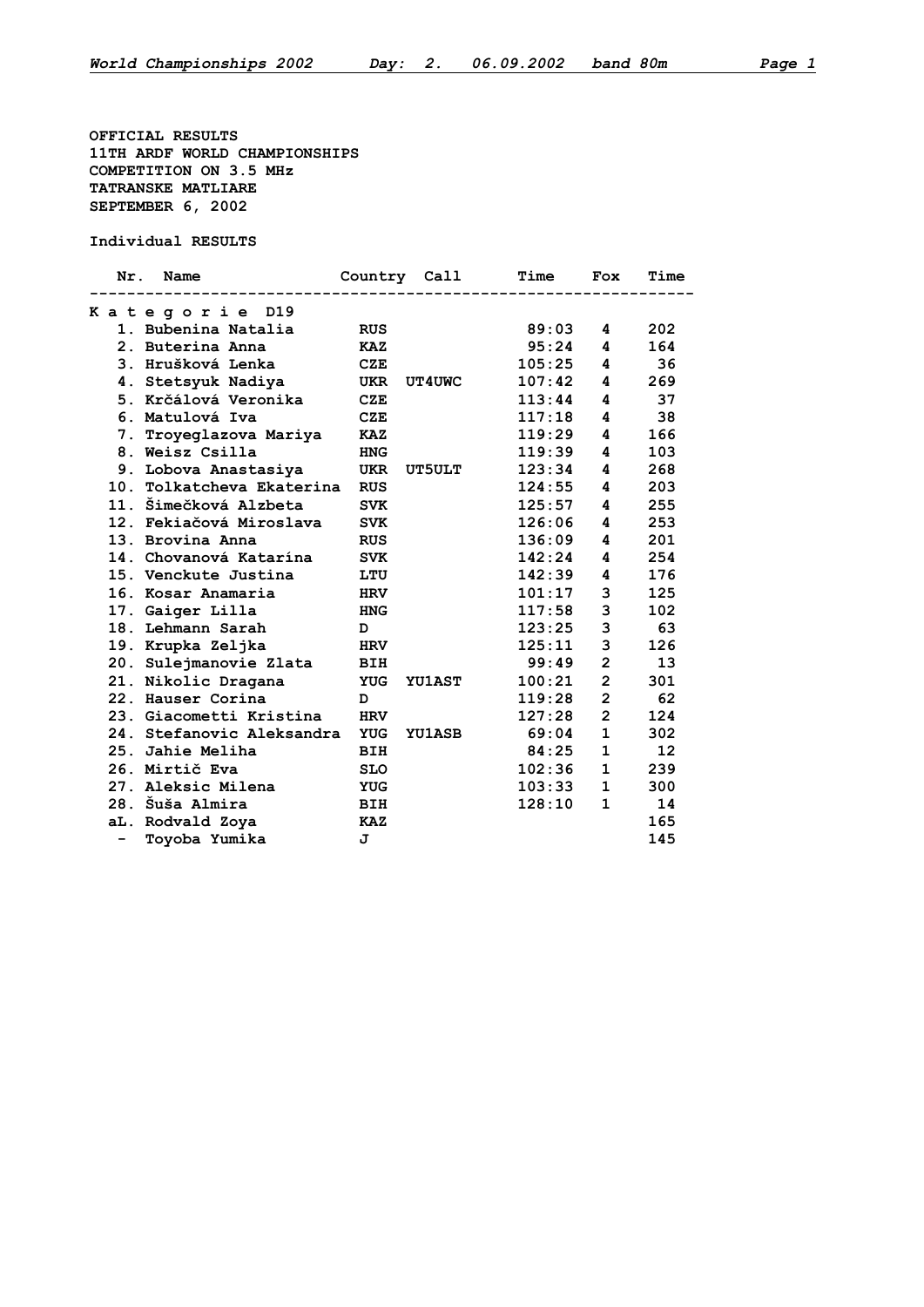**OFFICIAL RESULTS**
**11TH ARDF WORLD CHAMPIONSHIPS**
**COMPETITION ON 3.5 MHz**
**TATRANSKE MATLIARE**
**SEPTEMBER 6, 2002**

**Individual RESULTS**

| Nr. | Name | Country | Call | Time | Fox | Time |
|---|---|---|---|---|---|---|
| **K a t e g o r i e D19** | | | | | | |
| 1. | Bubenina Natalia | RUS | | 89:03 | 4 | 202 |
| 2. | Buterina Anna | KAZ | | 95:24 | 4 | 164 |
| 3. | Hrušková Lenka | CZE | | 105:25 | 4 | 36 |
| 4. | Stetsyuk Nadiya | UKR | UT4UWC | 107:42 | 4 | 269 |
| 5. | Krčálová Veronika | CZE | | 113:44 | 4 | 37 |
| 6. | Matulová Iva | CZE | | 117:18 | 4 | 38 |
| 7. | Troyeglazova Mariya | KAZ | | 119:29 | 4 | 166 |
| 8. | Weisz Csilla | HNG | | 119:39 | 4 | 103 |
| 9. | Lobova Anastasiya | UKR | UT5ULT | 123:34 | 4 | 268 |
| 10. | Tolkatcheva Ekaterina | RUS | | 124:55 | 4 | 203 |
| 11. | Šimečková Alzbeta | SVK | | 125:57 | 4 | 255 |
| 12. | Fekiačová Miroslava | SVK | | 126:06 | 4 | 253 |
| 13. | Brovina Anna | RUS | | 136:09 | 4 | 201 |
| 14. | Chovanová Katarína | SVK | | 142:24 | 4 | 254 |
| 15. | Venckute Justina | LTU | | 142:39 | 4 | 176 |
| 16. | Kosar Anamaria | HRV | | 101:17 | 3 | 125 |
| 17. | Gaiger Lilla | HNG | | 117:58 | 3 | 102 |
| 18. | Lehmann Sarah | D | | 123:25 | 3 | 63 |
| 19. | Krupka Zeljka | HRV | | 125:11 | 3 | 126 |
| 20. | Sulejmanovie Zlata | BIH | | 99:49 | 2 | 13 |
| 21. | Nikolic Dragana | YUG | YU1AST | 100:21 | 2 | 301 |
| 22. | Hauser Corina | D | | 119:28 | 2 | 62 |
| 23. | Giacometti Kristina | HRV | | 127:28 | 2 | 124 |
| 24. | Stefanovic Aleksandra | YUG | YU1ASB | 69:04 | 1 | 302 |
| 25. | Jahie Meliha | BIH | | 84:25 | 1 | 12 |
| 26. | Mirtič Eva | SLO | | 102:36 | 1 | 239 |
| 27. | Aleksic Milena | YUG | | 103:33 | 1 | 300 |
| 28. | Šuša Almira | BIH | | 128:10 | 1 | 14 |
| aL. | Rodvald Zoya | KAZ | | | | 165 |
| - | Toyoba Yumika | J | | | | 145 |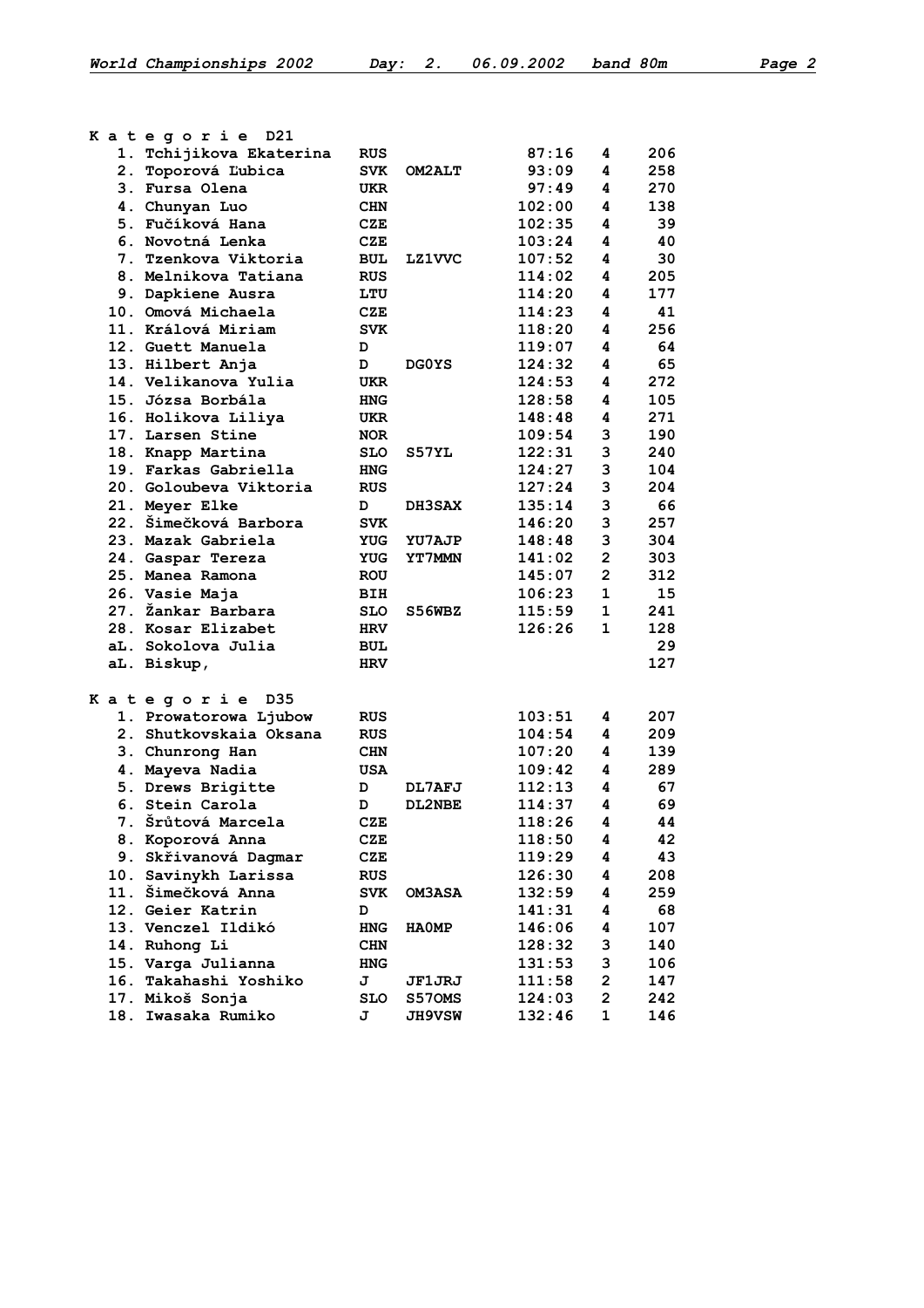## Kategorie D21

| Pl. | Name | Country | Call | Time | Fox | No. |
|---|---|---|---|---|---|---|
| 1. | Tchijikova Ekaterina | RUS | | 87:16 | 4 | 206 |
| 2. | Toporová Ľubica | SVK | OM2ALT | 93:09 | 4 | 258 |
| 3. | Fursa Olena | UKR | | 97:49 | 4 | 270 |
| 4. | Chunyan Luo | CHN | | 102:00 | 4 | 138 |
| 5. | Fučíková Hana | CZE | | 102:35 | 4 | 39 |
| 6. | Novotná Lenka | CZE | | 103:24 | 4 | 40 |
| 7. | Tzenkova Viktoria | BUL | LZ1VVC | 107:52 | 4 | 30 |
| 8. | Melnikova Tatiana | RUS | | 114:02 | 4 | 205 |
| 9. | Dapkiene Ausra | LTU | | 114:20 | 4 | 177 |
| 10. | Omová Michaela | CZE | | 114:23 | 4 | 41 |
| 11. | Králová Miriam | SVK | | 118:20 | 4 | 256 |
| 12. | Guett Manuela | D | | 119:07 | 4 | 64 |
| 13. | Hilbert Anja | D | DG0YS | 124:32 | 4 | 65 |
| 14. | Velikanova Yulia | UKR | | 124:53 | 4 | 272 |
| 15. | Józsa Borbála | HNG | | 128:58 | 4 | 105 |
| 16. | Holikova Liliya | UKR | | 148:48 | 4 | 271 |
| 17. | Larsen Stine | NOR | | 109:54 | 3 | 190 |
| 18. | Knapp Martina | SLO | S57YL | 122:31 | 3 | 240 |
| 19. | Farkas Gabriella | HNG | | 124:27 | 3 | 104 |
| 20. | Goloubeva Viktoria | RUS | | 127:24 | 3 | 204 |
| 21. | Meyer Elke | D | DH3SAX | 135:14 | 3 | 66 |
| 22. | Šimečková Barbora | SVK | | 146:20 | 3 | 257 |
| 23. | Mazak Gabriela | YUG | YU7AJP | 148:48 | 3 | 304 |
| 24. | Gaspar Tereza | YUG | YT7MMN | 141:02 | 2 | 303 |
| 25. | Manea Ramona | ROU | | 145:07 | 2 | 312 |
| 26. | Vasie Maja | BIH | | 106:23 | 1 | 15 |
| 27. | Žankar Barbara | SLO | S56WBZ | 115:59 | 1 | 241 |
| 28. | Kosar Elizabet | HRV | | 126:26 | 1 | 128 |
| aL. | Sokolova Julia | BUL | | | | 29 |
| aL. | Biskup, | HRV | | | | 127 |

## Kategorie D35

| Pl. | Name | Country | Call | Time | Fox | No. |
|---|---|---|---|---|---|---|
| 1. | Prowatorowa Ljubow | RUS | | 103:51 | 4 | 207 |
| 2. | Shutkovskaia Oksana | RUS | | 104:54 | 4 | 209 |
| 3. | Chunrong Han | CHN | | 107:20 | 4 | 139 |
| 4. | Mayeva Nadia | USA | | 109:42 | 4 | 289 |
| 5. | Drews Brigitte | D | DL7AFJ | 112:13 | 4 | 67 |
| 6. | Stein Carola | D | DL2NBE | 114:37 | 4 | 69 |
| 7. | Šrůtová Marcela | CZE | | 118:26 | 4 | 44 |
| 8. | Koporová Anna | CZE | | 118:50 | 4 | 42 |
| 9. | Skřivanová Dagmar | CZE | | 119:29 | 4 | 43 |
| 10. | Savinykh Larissa | RUS | | 126:30 | 4 | 208 |
| 11. | Šimečková Anna | SVK | OM3ASA | 132:59 | 4 | 259 |
| 12. | Geier Katrin | D | | 141:31 | 4 | 68 |
| 13. | Venczel Ildikó | HNG | HA0MP | 146:06 | 4 | 107 |
| 14. | Ruhong Li | CHN | | 128:32 | 3 | 140 |
| 15. | Varga Julianna | HNG | | 131:53 | 3 | 106 |
| 16. | Takahashi Yoshiko | J | JF1JRJ | 111:58 | 2 | 147 |
| 17. | Mikoš Sonja | SLO | S57OMS | 124:03 | 2 | 242 |
| 18. | Iwasaka Rumiko | J | JH9VSW | 132:46 | 1 | 146 |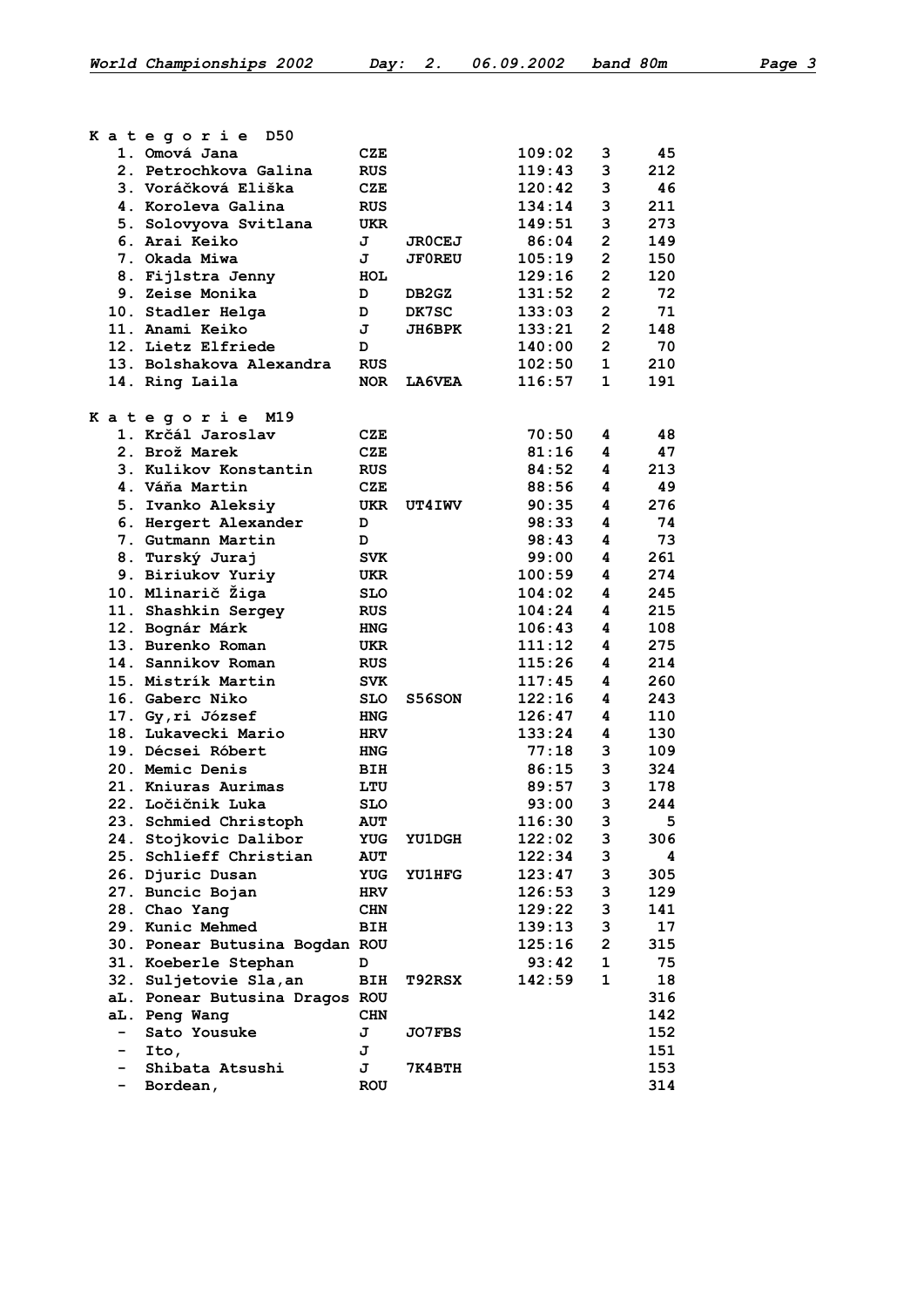**Kategorie D50**

| | Name | Country | Call | Time | Fox | No. |
|---|---|---|---|---|---|---|
| 1. | Omová Jana | CZE | | 109:02 | 3 | 45 |
| 2. | Petrochkova Galina | RUS | | 119:43 | 3 | 212 |
| 3. | Voráčková Eliška | CZE | | 120:42 | 3 | 46 |
| 4. | Koroleva Galina | RUS | | 134:14 | 3 | 211 |
| 5. | Solovyova Svitlana | UKR | | 149:51 | 3 | 273 |
| 6. | Arai Keiko | J | JR0CEJ | 86:04 | 2 | 149 |
| 7. | Okada Miwa | J | JF0REU | 105:19 | 2 | 150 |
| 8. | Fijlstra Jenny | HOL | | 129:16 | 2 | 120 |
| 9. | Zeise Monika | D | DB2GZ | 131:52 | 2 | 72 |
| 10. | Stadler Helga | D | DK7SC | 133:03 | 2 | 71 |
| 11. | Anami Keiko | J | JH6BPK | 133:21 | 2 | 148 |
| 12. | Lietz Elfriede | D | | 140:00 | 2 | 70 |
| 13. | Bolshakova Alexandra | RUS | | 102:50 | 1 | 210 |
| 14. | Ring Laila | NOR | LA6VEA | 116:57 | 1 | 191 |

**Kategorie M19**

| | Name | Country | Call | Time | Fox | No. |
|---|---|---|---|---|---|---|
| 1. | Krčál Jaroslav | CZE | | 70:50 | 4 | 48 |
| 2. | Brož Marek | CZE | | 81:16 | 4 | 47 |
| 3. | Kulikov Konstantin | RUS | | 84:52 | 4 | 213 |
| 4. | Váňa Martin | CZE | | 88:56 | 4 | 49 |
| 5. | Ivanko Aleksiy | UKR | UT4IWV | 90:35 | 4 | 276 |
| 6. | Hergert Alexander | D | | 98:33 | 4 | 74 |
| 7. | Gutmann Martin | D | | 98:43 | 4 | 73 |
| 8. | Turský Juraj | SVK | | 99:00 | 4 | 261 |
| 9. | Biriukov Yuriy | UKR | | 100:59 | 4 | 274 |
| 10. | Mlinarič Žiga | SLO | | 104:02 | 4 | 245 |
| 11. | Shashkin Sergey | RUS | | 104:24 | 4 | 215 |
| 12. | Bognár Márk | HNG | | 106:43 | 4 | 108 |
| 13. | Burenko Roman | UKR | | 111:12 | 4 | 275 |
| 14. | Sannikov Roman | RUS | | 115:26 | 4 | 214 |
| 15. | Mistrík Martin | SVK | | 117:45 | 4 | 260 |
| 16. | Gaberc Niko | SLO | S56SON | 122:16 | 4 | 243 |
| 17. | Gy,ri József | HNG | | 126:47 | 4 | 110 |
| 18. | Lukavecki Mario | HRV | | 133:24 | 4 | 130 |
| 19. | Décsei Róbert | HNG | | 77:18 | 3 | 109 |
| 20. | Memic Denis | BIH | | 86:15 | 3 | 324 |
| 21. | Kniuras Aurimas | LTU | | 89:57 | 3 | 178 |
| 22. | Ločičnik Luka | SLO | | 93:00 | 3 | 244 |
| 23. | Schmied Christoph | AUT | | 116:30 | 3 | 5 |
| 24. | Stojkovic Dalibor | YUG | YU1DGH | 122:02 | 3 | 306 |
| 25. | Schlieff Christian | AUT | | 122:34 | 3 | 4 |
| 26. | Djuric Dusan | YUG | YU1HFG | 123:47 | 3 | 305 |
| 27. | Buncic Bojan | HRV | | 126:53 | 3 | 129 |
| 28. | Chao Yang | CHN | | 129:22 | 3 | 141 |
| 29. | Kunic Mehmed | BIH | | 139:13 | 3 | 17 |
| 30. | Ponear Butusina Bogdan | ROU | | 125:16 | 2 | 315 |
| 31. | Koeberle Stephan | D | | 93:42 | 1 | 75 |
| 32. | Suljetovie Sla,an | BIH | T92RSX | 142:59 | 1 | 18 |
| aL. | Ponear Butusina Dragos | ROU | | | | 316 |
| aL. | Peng Wang | CHN | | | | 142 |
| - | Sato Yousuke | J | JO7FBS | | | 152 |
| - | Ito, | J | | | | 151 |
| - | Shibata Atsushi | J | 7K4BTH | | | 153 |
| - | Bordean, | ROU | | | | 314 |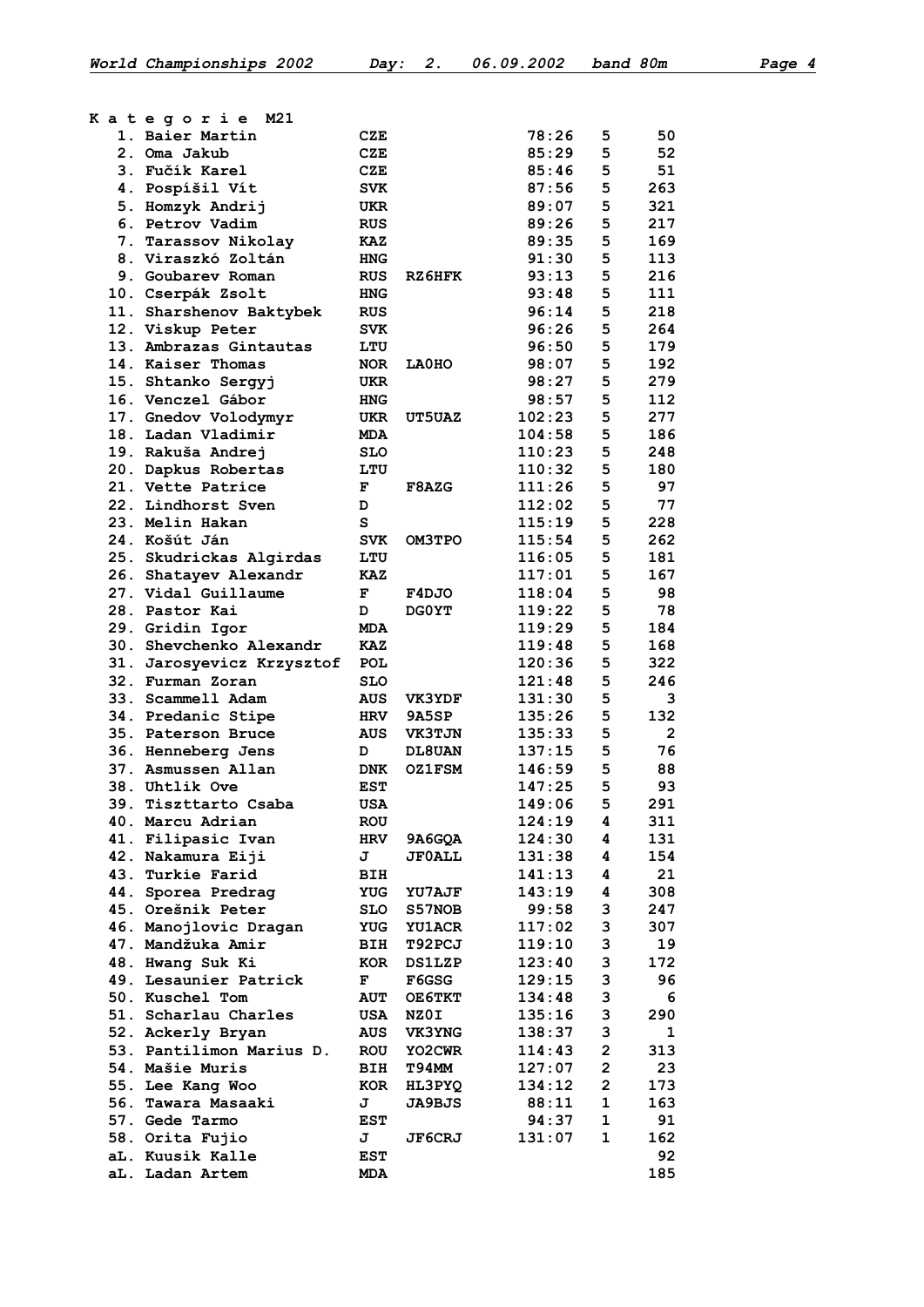**Kategorie M21**

| Rank | Name | Country | Callsign | Time | Foxes | Start No. |
|---|---|---|---|---|---|---|
| 1. | Baier Martin | CZE | | 78:26 | 5 | 50 |
| 2. | Oma Jakub | CZE | | 85:29 | 5 | 52 |
| 3. | Fučík Karel | CZE | | 85:46 | 5 | 51 |
| 4. | Pospíšil Vít | SVK | | 87:56 | 5 | 263 |
| 5. | Homzyk Andrij | UKR | | 89:07 | 5 | 321 |
| 6. | Petrov Vadim | RUS | | 89:26 | 5 | 217 |
| 7. | Tarassov Nikolay | KAZ | | 89:35 | 5 | 169 |
| 8. | Viraszkó Zoltán | HNG | | 91:30 | 5 | 113 |
| 9. | Goubarev Roman | RUS | RZ6HFK | 93:13 | 5 | 216 |
| 10. | Cserpák Zsolt | HNG | | 93:48 | 5 | 111 |
| 11. | Sharshenov Baktybek | RUS | | 96:14 | 5 | 218 |
| 12. | Viskup Peter | SVK | | 96:26 | 5 | 264 |
| 13. | Ambrazas Gintautas | LTU | | 96:50 | 5 | 179 |
| 14. | Kaiser Thomas | NOR | LA0HO | 98:07 | 5 | 192 |
| 15. | Shtanko Sergyj | UKR | | 98:27 | 5 | 279 |
| 16. | Venczel Gábor | HNG | | 98:57 | 5 | 112 |
| 17. | Gnedov Volodymyr | UKR | UT5UAZ | 102:23 | 5 | 277 |
| 18. | Ladan Vladimir | MDA | | 104:58 | 5 | 186 |
| 19. | Rakuša Andrej | SLO | | 110:23 | 5 | 248 |
| 20. | Dapkus Robertas | LTU | | 110:32 | 5 | 180 |
| 21. | Vette Patrice | F | F8AZG | 111:26 | 5 | 97 |
| 22. | Lindhorst Sven | D | | 112:02 | 5 | 77 |
| 23. | Melin Hakan | S | | 115:19 | 5 | 228 |
| 24. | Košút Ján | SVK | OM3TPO | 115:54 | 5 | 262 |
| 25. | Skudrickas Algirdas | LTU | | 116:05 | 5 | 181 |
| 26. | Shatayev Alexandr | KAZ | | 117:01 | 5 | 167 |
| 27. | Vidal Guillaume | F | F4DJO | 118:04 | 5 | 98 |
| 28. | Pastor Kai | D | DG0YT | 119:22 | 5 | 78 |
| 29. | Gridin Igor | MDA | | 119:29 | 5 | 184 |
| 30. | Shevchenko Alexandr | KAZ | | 119:48 | 5 | 168 |
| 31. | Jarosyevicz Krzysztof | POL | | 120:36 | 5 | 322 |
| 32. | Furman Zoran | SLO | | 121:48 | 5 | 246 |
| 33. | Scammell Adam | AUS | VK3YDF | 131:30 | 5 | 3 |
| 34. | Predanic Stipe | HRV | 9A5SP | 135:26 | 5 | 132 |
| 35. | Paterson Bruce | AUS | VK3TJN | 135:33 | 5 | 2 |
| 36. | Henneberg Jens | D | DL8UAN | 137:15 | 5 | 76 |
| 37. | Asmussen Allan | DNK | OZ1FSM | 146:59 | 5 | 88 |
| 38. | Uhtlik Ove | EST | | 147:25 | 5 | 93 |
| 39. | Tiszttarto Csaba | USA | | 149:06 | 5 | 291 |
| 40. | Marcu Adrian | ROU | | 124:19 | 4 | 311 |
| 41. | Filipasic Ivan | HRV | 9A6GQA | 124:30 | 4 | 131 |
| 42. | Nakamura Eiji | J | JF0ALL | 131:38 | 4 | 154 |
| 43. | Turkie Farid | BIH | | 141:13 | 4 | 21 |
| 44. | Sporea Predrag | YUG | YU7AJF | 143:19 | 4 | 308 |
| 45. | Orešnik Peter | SLO | S57NOB | 99:58 | 3 | 247 |
| 46. | Manojlovic Dragan | YUG | YU1ACR | 117:02 | 3 | 307 |
| 47. | Mandžuka Amir | BIH | T92PCJ | 119:10 | 3 | 19 |
| 48. | Hwang Suk Ki | KOR | DS1LZP | 123:40 | 3 | 172 |
| 49. | Lesaunier Patrick | F | F6GSG | 129:15 | 3 | 96 |
| 50. | Kuschel Tom | AUT | OE6TKT | 134:48 | 3 | 6 |
| 51. | Scharlau Charles | USA | NZ0I | 135:16 | 3 | 290 |
| 52. | Ackerly Bryan | AUS | VK3YNG | 138:37 | 3 | 1 |
| 53. | Pantilimon Marius D. | ROU | YO2CWR | 114:43 | 2 | 313 |
| 54. | Mašie Muris | BIH | T94MM | 127:07 | 2 | 23 |
| 55. | Lee Kang Woo | KOR | HL3PYQ | 134:12 | 2 | 173 |
| 56. | Tawara Masaaki | J | JA9BJS | 88:11 | 1 | 163 |
| 57. | Gede Tarmo | EST | | 94:37 | 1 | 91 |
| 58. | Orita Fujio | J | JF6CRJ | 131:07 | 1 | 162 |
| aL. | Kuusik Kalle | EST | | | | 92 |
| aL. | Ladan Artem | MDA | | | | 185 |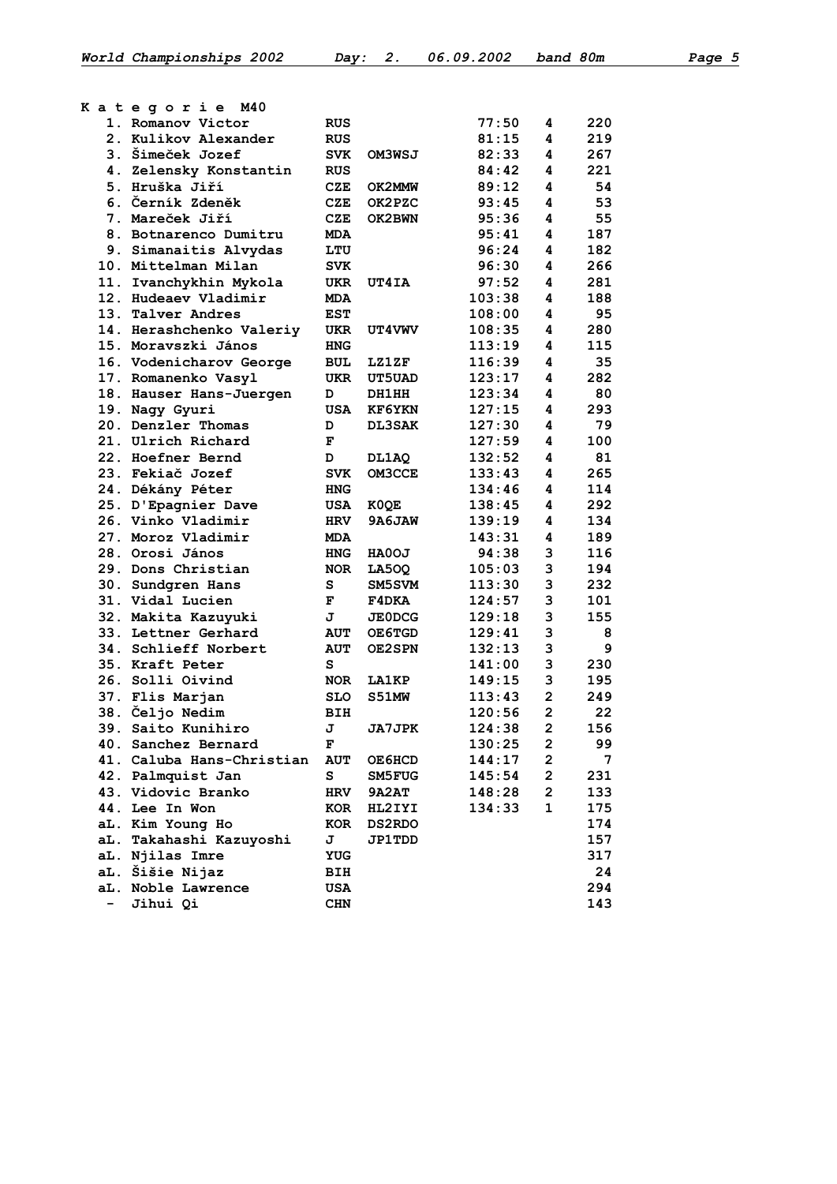**Kategorie M40**

| | Name | Country | Call | Time | Found | No. |
|---|---|---|---|---|---|---|
| 1. | Romanov Victor | RUS | | 77:50 | 4 | 220 |
| 2. | Kulikov Alexander | RUS | | 81:15 | 4 | 219 |
| 3. | Šimeček Jozef | SVK | OM3WSJ | 82:33 | 4 | 267 |
| 4. | Zelensky Konstantin | RUS | | 84:42 | 4 | 221 |
| 5. | Hruška Jiří | CZE | OK2MMW | 89:12 | 4 | 54 |
| 6. | Černík Zdeněk | CZE | OK2PZC | 93:45 | 4 | 53 |
| 7. | Mareček Jiří | CZE | OK2BWN | 95:36 | 4 | 55 |
| 8. | Botnarenco Dumitru | MDA | | 95:41 | 4 | 187 |
| 9. | Simanaitis Alvydas | LTU | | 96:24 | 4 | 182 |
| 10. | Mittelman Milan | SVK | | 96:30 | 4 | 266 |
| 11. | Ivanchykhin Mykola | UKR | UT4IA | 97:52 | 4 | 281 |
| 12. | Hudeaev Vladimir | MDA | | 103:38 | 4 | 188 |
| 13. | Talver Andres | EST | | 108:00 | 4 | 95 |
| 14. | Herashchenko Valeriy | UKR | UT4VWV | 108:35 | 4 | 280 |
| 15. | Moravszki János | HNG | | 113:19 | 4 | 115 |
| 16. | Vodenicharov George | BUL | LZ1ZF | 116:39 | 4 | 35 |
| 17. | Romanenko Vasyl | UKR | UT5UAD | 123:17 | 4 | 282 |
| 18. | Hauser Hans-Juergen | D | DH1HH | 123:34 | 4 | 80 |
| 19. | Nagy Gyuri | USA | KF6YKN | 127:15 | 4 | 293 |
| 20. | Denzler Thomas | D | DL3SAK | 127:30 | 4 | 79 |
| 21. | Ulrich Richard | F | | 127:59 | 4 | 100 |
| 22. | Hoefner Bernd | D | DL1AQ | 132:52 | 4 | 81 |
| 23. | Fekiač Jozef | SVK | OM3CCE | 133:43 | 4 | 265 |
| 24. | Dékány Péter | HNG | | 134:46 | 4 | 114 |
| 25. | D'Epagnier Dave | USA | K0QE | 138:45 | 4 | 292 |
| 26. | Vinko Vladimir | HRV | 9A6JAW | 139:19 | 4 | 134 |
| 27. | Moroz Vladimir | MDA | | 143:31 | 4 | 189 |
| 28. | Orosi János | HNG | HA0OJ | 94:38 | 3 | 116 |
| 29. | Dons Christian | NOR | LA5OQ | 105:03 | 3 | 194 |
| 30. | Sundgren Hans | S | SM5SVM | 113:30 | 3 | 232 |
| 31. | Vidal Lucien | F | F4DKA | 124:57 | 3 | 101 |
| 32. | Makita Kazuyuki | J | JE0DCG | 129:18 | 3 | 155 |
| 33. | Lettner Gerhard | AUT | OE6TGD | 129:41 | 3 | 8 |
| 34. | Schlieff Norbert | AUT | OE2SPN | 132:13 | 3 | 9 |
| 35. | Kraft Peter | S | | 141:00 | 3 | 230 |
| 26. | Solli Oivind | NOR | LA1KP | 149:15 | 3 | 195 |
| 37. | Flis Marjan | SLO | S51MW | 113:43 | 2 | 249 |
| 38. | Čeljo Nedim | BIH | | 120:56 | 2 | 22 |
| 39. | Saito Kunihiro | J | JA7JPK | 124:38 | 2 | 156 |
| 40. | Sanchez Bernard | F | | 130:25 | 2 | 99 |
| 41. | Caluba Hans-Christian | AUT | OE6HCD | 144:17 | 2 | 7 |
| 42. | Palmquist Jan | S | SM5FUG | 145:54 | 2 | 231 |
| 43. | Vidovic Branko | HRV | 9A2AT | 148:28 | 2 | 133 |
| 44. | Lee In Won | KOR | HL2IYI | 134:33 | 1 | 175 |
| aL. | Kim Young Ho | KOR | DS2RDO | | | 174 |
| aL. | Takahashi Kazuyoshi | J | JP1TDD | | | 157 |
| aL. | Njilas Imre | YUG | | | | 317 |
| aL. | Šišie Nijaz | BIH | | | | 24 |
| aL. | Noble Lawrence | USA | | | | 294 |
| - | Jihui Qi | CHN | | | | 143 |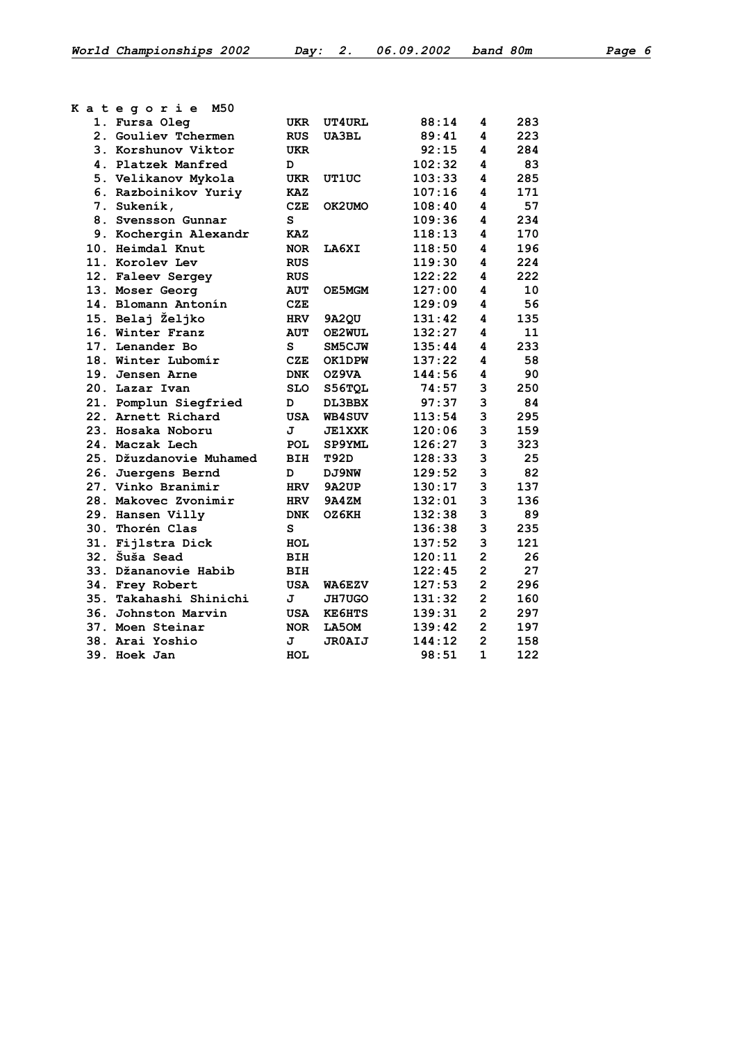## Kategorie M50

| | Name | Country | Call | Time | Count | No. |
|---|---|---|---|---|---|---|
| 1. | Fursa Oleg | UKR | UT4URL | 88:14 | 4 | 283 |
| 2. | Gouliev Tchermen | RUS | UA3BL | 89:41 | 4 | 223 |
| 3. | Korshunov Viktor | UKR | | 92:15 | 4 | 284 |
| 4. | Platzek Manfred | D | | 102:32 | 4 | 83 |
| 5. | Velikanov Mykola | UKR | UT1UC | 103:33 | 4 | 285 |
| 6. | Razboinikov Yuriy | KAZ | | 107:16 | 4 | 171 |
| 7. | Sukeník, | CZE | OK2UMO | 108:40 | 4 | 57 |
| 8. | Svensson Gunnar | S | | 109:36 | 4 | 234 |
| 9. | Kochergin Alexandr | KAZ | | 118:13 | 4 | 170 |
| 10. | Heimdal Knut | NOR | LA6XI | 118:50 | 4 | 196 |
| 11. | Korolev Lev | RUS | | 119:30 | 4 | 224 |
| 12. | Faleev Sergey | RUS | | 122:22 | 4 | 222 |
| 13. | Moser Georg | AUT | OE5MGM | 127:00 | 4 | 10 |
| 14. | Blomann Antonín | CZE | | 129:09 | 4 | 56 |
| 15. | Belaj Željko | HRV | 9A2QU | 131:42 | 4 | 135 |
| 16. | Winter Franz | AUT | OE2WUL | 132:27 | 4 | 11 |
| 17. | Lenander Bo | S | SM5CJW | 135:44 | 4 | 233 |
| 18. | Winter Lubomír | CZE | OK1DPW | 137:22 | 4 | 58 |
| 19. | Jensen Arne | DNK | OZ9VA | 144:56 | 4 | 90 |
| 20. | Lazar Ivan | SLO | S56TQL | 74:57 | 3 | 250 |
| 21. | Pomplun Siegfried | D | DL3BBX | 97:37 | 3 | 84 |
| 22. | Arnett Richard | USA | WB4SUV | 113:54 | 3 | 295 |
| 23. | Hosaka Noboru | J | JE1XXK | 120:06 | 3 | 159 |
| 24. | Maczak Lech | POL | SP9YML | 126:27 | 3 | 323 |
| 25. | Džuzdanovie Muhamed | BIH | T92D | 128:33 | 3 | 25 |
| 26. | Juergens Bernd | D | DJ9NW | 129:52 | 3 | 82 |
| 27. | Vinko Branimir | HRV | 9A2UP | 130:17 | 3 | 137 |
| 28. | Makovec Zvonimir | HRV | 9A4ZM | 132:01 | 3 | 136 |
| 29. | Hansen Villy | DNK | OZ6KH | 132:38 | 3 | 89 |
| 30. | Thorén Clas | S | | 136:38 | 3 | 235 |
| 31. | Fijlstra Dick | HOL | | 137:52 | 3 | 121 |
| 32. | Šuša Sead | BIH | | 120:11 | 2 | 26 |
| 33. | Džananovie Habib | BIH | | 122:45 | 2 | 27 |
| 34. | Frey Robert | USA | WA6EZV | 127:53 | 2 | 296 |
| 35. | Takahashi Shinichi | J | JH7UGO | 131:32 | 2 | 160 |
| 36. | Johnston Marvin | USA | KE6HTS | 139:31 | 2 | 297 |
| 37. | Moen Steinar | NOR | LA5OM | 139:42 | 2 | 197 |
| 38. | Arai Yoshio | J | JR0AIJ | 144:12 | 2 | 158 |
| 39. | Hoek Jan | HOL | | 98:51 | 1 | 122 |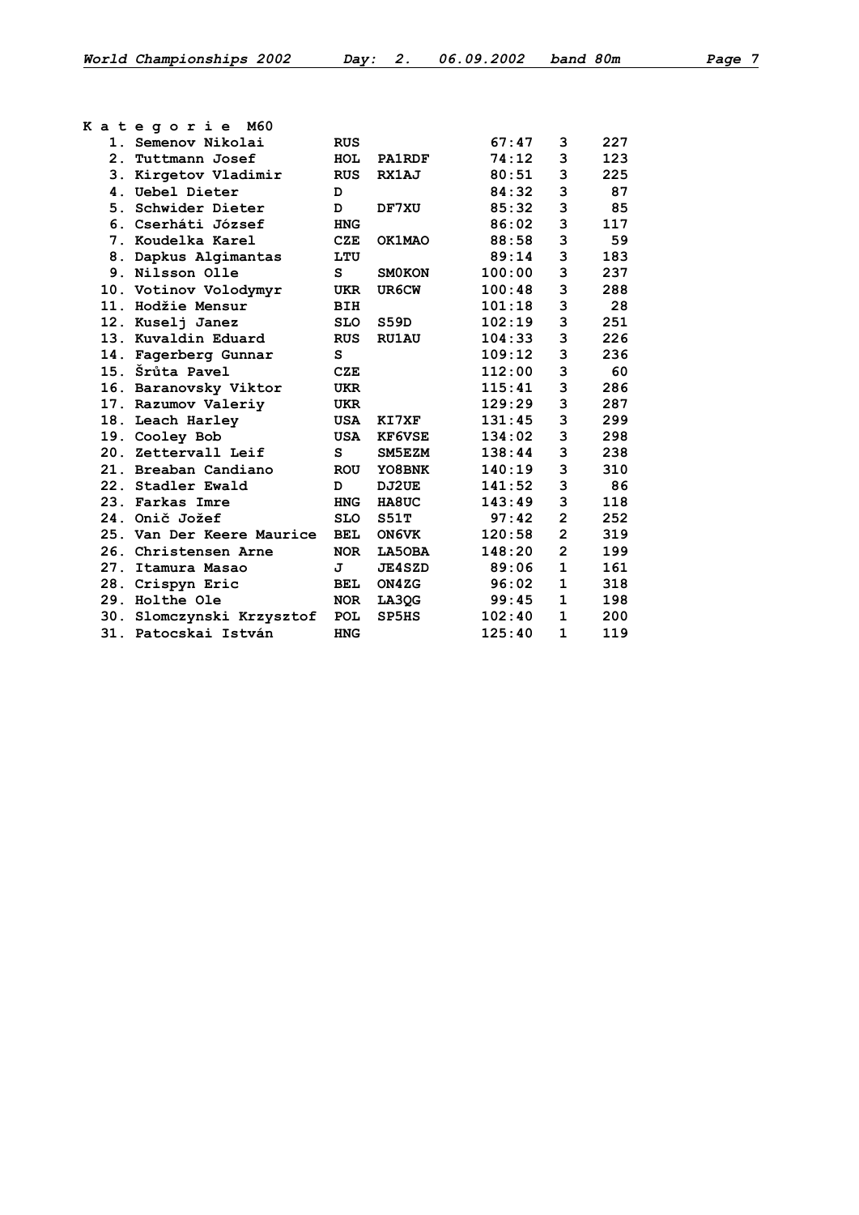**K a t e g o r i e M60**

| | | | | | | |
|---|---|---|---|---|---|---|
| 1. | Semenov Nikolai | RUS | | 67:47 | 3 | 227 |
| 2. | Tuttmann Josef | HOL | PA1RDF | 74:12 | 3 | 123 |
| 3. | Kirgetov Vladimir | RUS | RX1AJ | 80:51 | 3 | 225 |
| 4. | Uebel Dieter | D | | 84:32 | 3 | 87 |
| 5. | Schwider Dieter | D | DF7XU | 85:32 | 3 | 85 |
| 6. | Cserháti József | HNG | | 86:02 | 3 | 117 |
| 7. | Koudelka Karel | CZE | OK1MAO | 88:58 | 3 | 59 |
| 8. | Dapkus Algimantas | LTU | | 89:14 | 3 | 183 |
| 9. | Nilsson Olle | S | SM0KON | 100:00 | 3 | 237 |
| 10. | Votinov Volodymyr | UKR | UR6CW | 100:48 | 3 | 288 |
| 11. | Hodžie Mensur | BIH | | 101:18 | 3 | 28 |
| 12. | Kuselj Janez | SLO | S59D | 102:19 | 3 | 251 |
| 13. | Kuvaldin Eduard | RUS | RU1AU | 104:33 | 3 | 226 |
| 14. | Fagerberg Gunnar | S | | 109:12 | 3 | 236 |
| 15. | Šrůta Pavel | CZE | | 112:00 | 3 | 60 |
| 16. | Baranovsky Viktor | UKR | | 115:41 | 3 | 286 |
| 17. | Razumov Valeriy | UKR | | 129:29 | 3 | 287 |
| 18. | Leach Harley | USA | KI7XF | 131:45 | 3 | 299 |
| 19. | Cooley Bob | USA | KF6VSE | 134:02 | 3 | 298 |
| 20. | Zettervall Leif | S | SM5EZM | 138:44 | 3 | 238 |
| 21. | Breaban Candiano | ROU | YO8BNK | 140:19 | 3 | 310 |
| 22. | Stadler Ewald | D | DJ2UE | 141:52 | 3 | 86 |
| 23. | Farkas Imre | HNG | HA8UC | 143:49 | 3 | 118 |
| 24. | Onič Jožef | SLO | S51T | 97:42 | 2 | 252 |
| 25. | Van Der Keere Maurice | BEL | ON6VK | 120:58 | 2 | 319 |
| 26. | Christensen Arne | NOR | LA5OBA | 148:20 | 2 | 199 |
| 27. | Itamura Masao | J | JE4SZD | 89:06 | 1 | 161 |
| 28. | Crispyn Eric | BEL | ON4ZG | 96:02 | 1 | 318 |
| 29. | Holthe Ole | NOR | LA3QG | 99:45 | 1 | 198 |
| 30. | Slomczynski Krzysztof | POL | SP5HS | 102:40 | 1 | 200 |
| 31. | Patocskai István | HNG | | 125:40 | 1 | 119 |